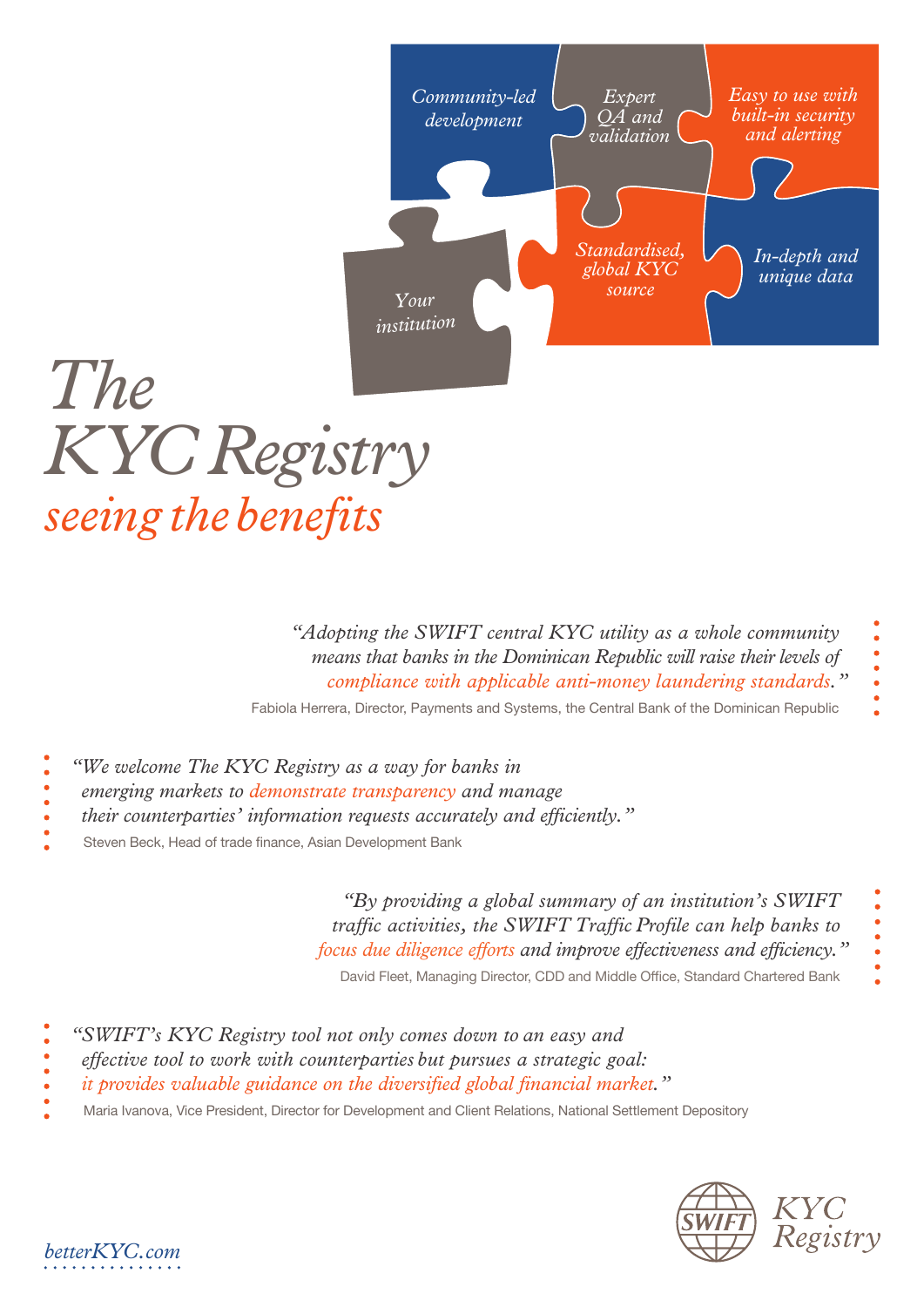Community-led development

Expert QA and validation

Easy to use with built-in security and alerting

Your institution

Standardised, global KYC source

In-depth and unique data

# *The KYC Registry*

## *seeing the benefits*

*"Adopting the SWIFT central KYC utility as a whole community means that banks in the Dominican Republic will raise their levels of compliance with applicable anti-money laundering standards."*

Fabiola Herrera, Director, Payments and Systems, the Central Bank of the Dominican Republic

*"We welcome The KYC Registry as a way for banks in emerging markets to demonstrate transparency and manage their counterparties' information requests accurately and efficiently."*

Steven Beck, Head of trade finance, Asian Development Bank

*"By providing a global summary of an institution's SWIFT traffic activities, the SWIFT Traffic Profile can help banks to focus due diligence efforts and improve effectiveness and efficiency."*

David Fleet, Managing Director, CDD and Middle Office, Standard Chartered Bank

*"SWIFT's KYC Registry tool not only comes down to an easy and effective tool to work with counterparties but pursues a strategic goal: it provides valuable guidance on the diversified global financial market."*

Maria Ivanova, Vice President, Director for Development and Client Relations, National Settlement Depository

betterKYC.com

SWIFT KYC Registry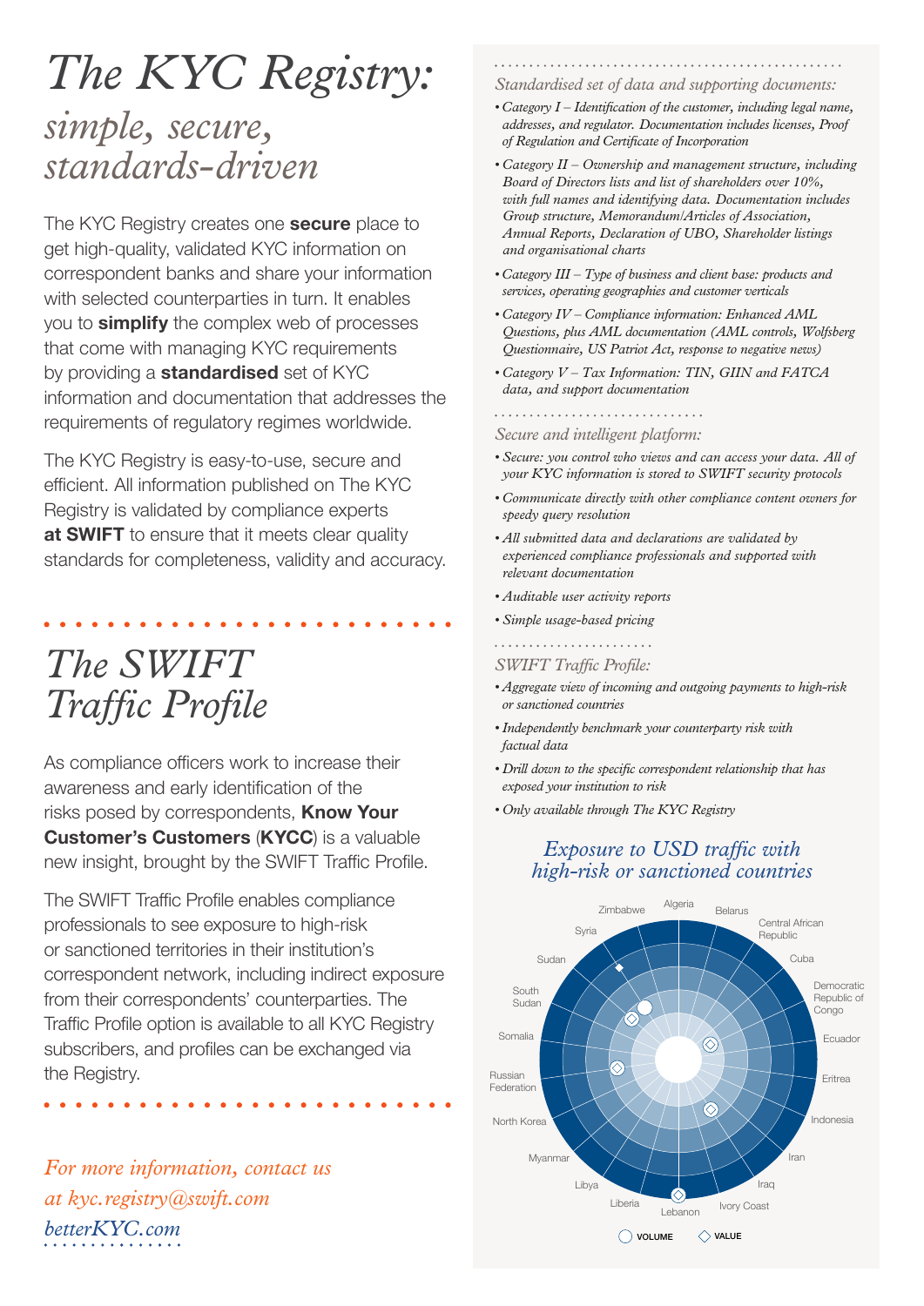# The KYC Registry:

## *simple, secure, standards-driven*

The KYC Registry creates one **secure** place to get high-quality, validated KYC information on correspondent banks and share your information with selected counterparties in turn. It enables you to **simplify** the complex web of processes that come with managing KYC requirements by providing a **standardised** set of KYC information and documentation that addresses the requirements of regulatory regimes worldwide.

The KYC Registry is easy-to-use, secure and efficient. All information published on The KYC Registry is validated by compliance experts **at SWIFT** to ensure that it meets clear quality standards for completeness, validity and accuracy.

# *The SWIFT Traffic Profile*

As compliance officers work to increase their awareness and early identification of the risks posed by correspondents, **Know Your Customer's Customers** (**KYCC**) is a valuable new insight, brought by the SWIFT Traffic Profile.

The SWIFT Traffic Profile enables compliance professionals to see exposure to high-risk or sanctioned territories in their institution's correspondent network, including indirect exposure from their correspondents' counterparties. The Traffic Profile option is available to all KYC Registry subscribers, and profiles can be exchanged via the Registry.

*For more information, contact us at kyc.registry@swift.com*

*betterKYC.com*

*Standardised set of data and supporting documents:*

- *Category I – Identification of the customer, including legal name, addresses, and regulator. Documentation includes licenses, Proof of Regulation and Certificate of Incorporation*
- *Category II – Ownership and management structure, including Board of Directors lists and list of shareholders over 10%, with full names and identifying data. Documentation includes Group structure, Memorandum/Articles of Association, Annual Reports, Declaration of UBO, Shareholder listings and organisational charts*
- *Category III – Type of business and client base: products and services, operating geographies and customer verticals*
- *Category IV – Compliance information: Enhanced AML Questions, plus AML documentation (AML controls, Wolfsberg Questionnaire, US Patriot Act, response to negative news)*
- *Category V – Tax Information: TIN, GIIN and FATCA data, and support documentation*

*Secure and intelligent platform:*

- *Secure: you control who views and can access your data. All of your KYC information is stored to SWIFT security protocols*
- *Communicate directly with other compliance content owners for speedy query resolution*
- *All submitted data and declarations are validated by experienced compliance professionals and supported with relevant documentation*
- *Auditable user activity reports*
- *Simple usage-based pricing*

*SWIFT Traffic Profile:*

- *Aggregate view of incoming and outgoing payments to high-risk or sanctioned countries*
- *Independently benchmark your counterparty risk with factual data*
- *Drill down to the specific correspondent relationship that has exposed your institution to risk*
- *Only available through The KYC Registry*

*Exposure to USD traffic with high-risk or sanctioned countries*

Algeria
Belarus
Central African Republic
Cuba
Democratic Republic of Congo
Ecuador
Eritrea
Indonesia
Iran
Iraq
Ivory Coast
Lebanon
Liberia
Libya
Myanmar
North Korea
Russian Federation
Somalia
South Sudan
Sudan
Syria
Zimbabwe

VOLUME
VALUE